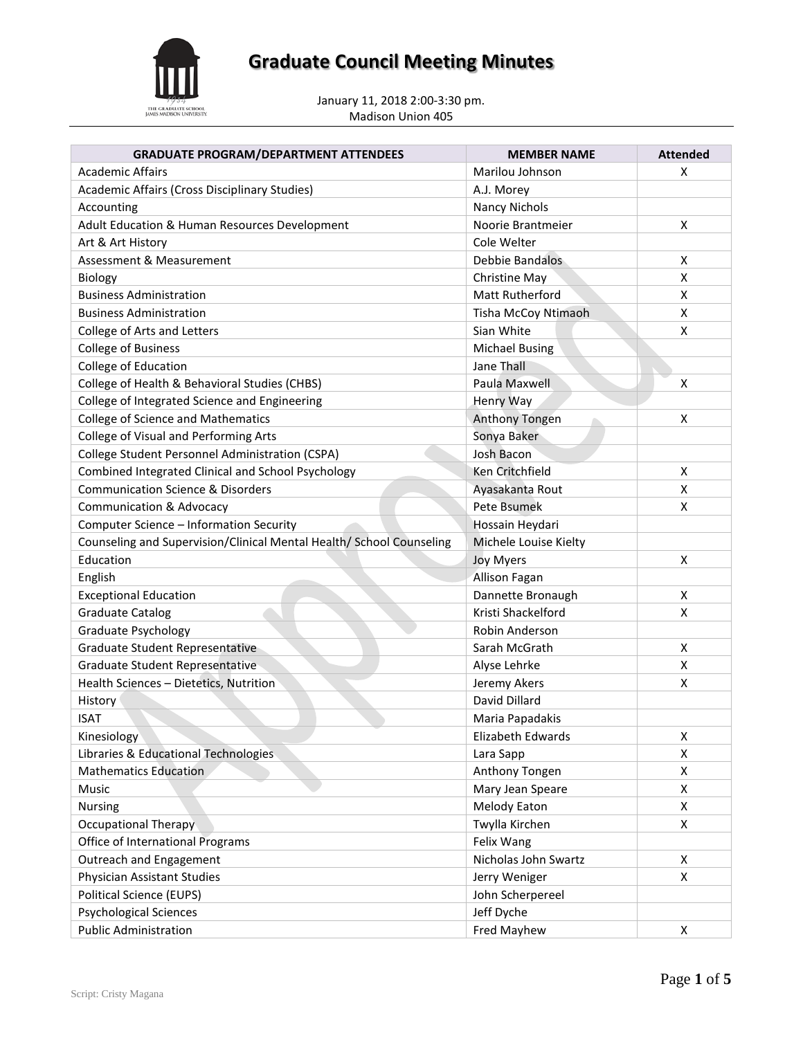# Graduate Council Meeting Minutes

January 11, 2018 2:00-3:30 pm.
Madison Union 405

| GRADUATE PROGRAM/DEPARTMENT ATTENDEES | MEMBER NAME | Attended |
|---|---|---|
| Academic Affairs | Marilou Johnson | X |
| Academic Affairs (Cross Disciplinary Studies) | A.J. Morey | |
| Accounting | Nancy Nichols | |
| Adult Education & Human Resources Development | Noorie Brantmeier | X |
| Art & Art History | Cole Welter | |
| Assessment & Measurement | Debbie Bandalos | X |
| Biology | Christine May | X |
| Business Administration | Matt Rutherford | X |
| Business Administration | Tisha McCoy Ntimaoh | X |
| College of Arts and Letters | Sian White | X |
| College of Business | Michael Busing | |
| College of Education | Jane Thall | |
| College of Health & Behavioral Studies (CHBS) | Paula Maxwell | X |
| College of Integrated Science and Engineering | Henry Way | |
| College of Science and Mathematics | Anthony Tongen | X |
| College of Visual and Performing Arts | Sonya Baker | |
| College Student Personnel Administration (CSPA) | Josh Bacon | |
| Combined Integrated Clinical and School Psychology | Ken Critchfield | X |
| Communication Science & Disorders | Ayasakanta Rout | X |
| Communication & Advocacy | Pete Bsumek | X |
| Computer Science – Information Security | Hossain Heydari | |
| Counseling and Supervision/Clinical Mental Health/ School Counseling | Michele Louise Kielty | |
| Education | Joy Myers | X |
| English | Allison Fagan | |
| Exceptional Education | Dannette Bronaugh | X |
| Graduate Catalog | Kristi Shackelford | X |
| Graduate Psychology | Robin Anderson | |
| Graduate Student Representative | Sarah McGrath | X |
| Graduate Student Representative | Alyse Lehrke | X |
| Health Sciences – Dietetics, Nutrition | Jeremy Akers | X |
| History | David Dillard | |
| ISAT | Maria Papadakis | |
| Kinesiology | Elizabeth Edwards | X |
| Libraries & Educational Technologies | Lara Sapp | X |
| Mathematics Education | Anthony Tongen | X |
| Music | Mary Jean Speare | X |
| Nursing | Melody Eaton | X |
| Occupational Therapy | Twylla Kirchen | X |
| Office of International Programs | Felix Wang | |
| Outreach and Engagement | Nicholas John Swartz | X |
| Physician Assistant Studies | Jerry Weniger | X |
| Political Science (EUPS) | John Scherpereel | |
| Psychological Sciences | Jeff Dyche | |
| Public Administration | Fred Mayhew | X |

Script: Cristy Magana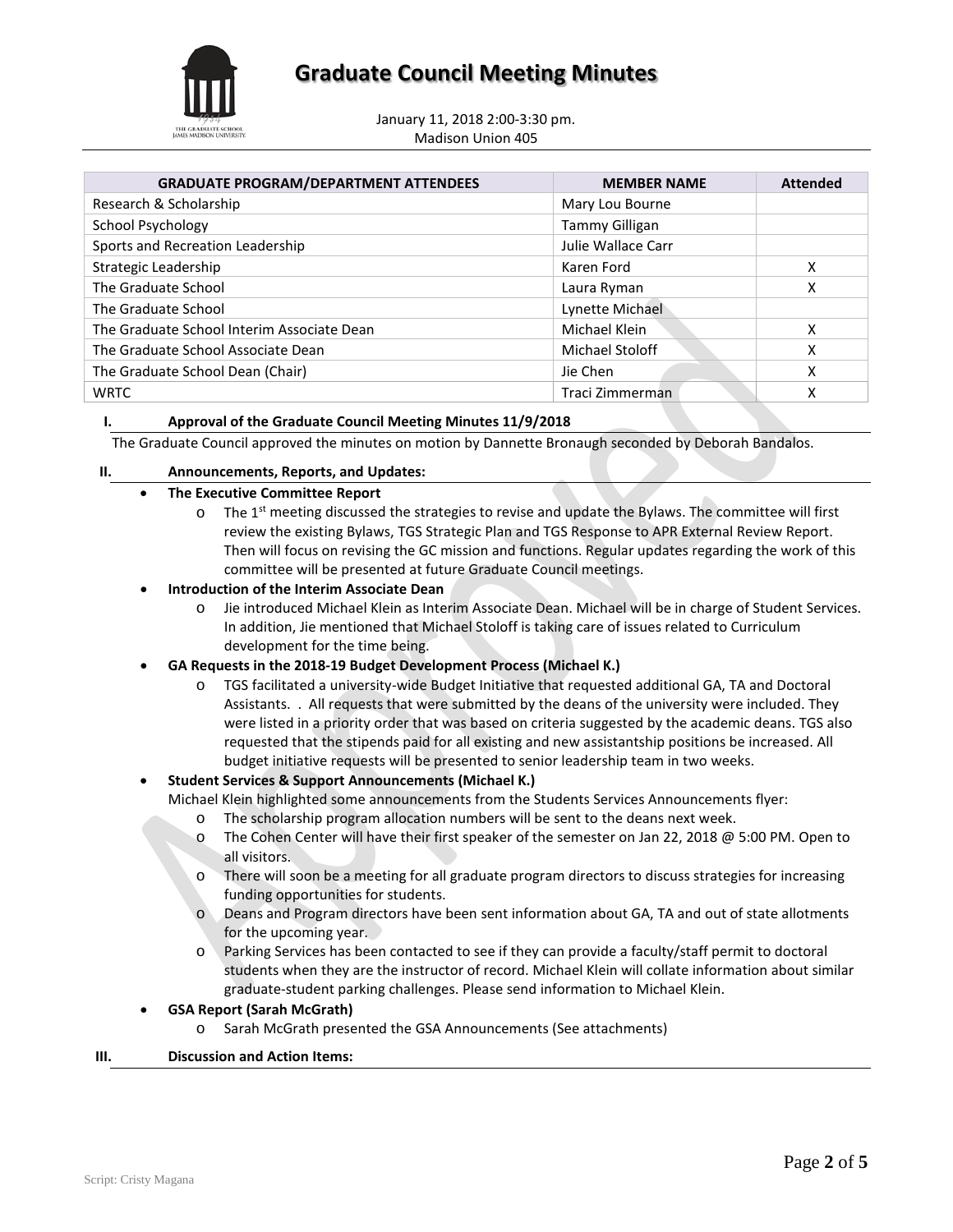# Graduate Council Meeting Minutes

January 11, 2018 2:00-3:30 pm.
Madison Union 405

| GRADUATE PROGRAM/DEPARTMENT ATTENDEES | MEMBER NAME | Attended |
|---|---|---|
| Research & Scholarship | Mary Lou Bourne | |
| School Psychology | Tammy Gilligan | |
| Sports and Recreation Leadership | Julie Wallace Carr | |
| Strategic Leadership | Karen Ford | X |
| The Graduate School | Laura Ryman | X |
| The Graduate School | Lynette Michael | |
| The Graduate School Interim Associate Dean | Michael Klein | X |
| The Graduate School Associate Dean | Michael Stoloff | X |
| The Graduate School Dean (Chair) | Jie Chen | X |
| WRTC | Traci Zimmerman | X |

## I. Approval of the Graduate Council Meeting Minutes 11/9/2018

The Graduate Council approved the minutes on motion by Dannette Bronaugh seconded by Deborah Bandalos.

## II. Announcements, Reports, and Updates:

- **The Executive Committee Report**
  - The 1st meeting discussed the strategies to revise and update the Bylaws. The committee will first review the existing Bylaws, TGS Strategic Plan and TGS Response to APR External Review Report. Then will focus on revising the GC mission and functions. Regular updates regarding the work of this committee will be presented at future Graduate Council meetings.
- **Introduction of the Interim Associate Dean**
  - Jie introduced Michael Klein as Interim Associate Dean. Michael will be in charge of Student Services. In addition, Jie mentioned that Michael Stoloff is taking care of issues related to Curriculum development for the time being.
- **GA Requests in the 2018-19 Budget Development Process (Michael K.)**
  - TGS facilitated a university-wide Budget Initiative that requested additional GA, TA and Doctoral Assistants. . All requests that were submitted by the deans of the university were included. They were listed in a priority order that was based on criteria suggested by the academic deans. TGS also requested that the stipends paid for all existing and new assistantship positions be increased. All budget initiative requests will be presented to senior leadership team in two weeks.
- **Student Services & Support Announcements (Michael K.)**

  Michael Klein highlighted some announcements from the Students Services Announcements flyer:
  - The scholarship program allocation numbers will be sent to the deans next week.
  - The Cohen Center will have their first speaker of the semester on Jan 22, 2018 @ 5:00 PM. Open to all visitors.
  - There will soon be a meeting for all graduate program directors to discuss strategies for increasing funding opportunities for students.
  - Deans and Program directors have been sent information about GA, TA and out of state allotments for the upcoming year.
  - Parking Services has been contacted to see if they can provide a faculty/staff permit to doctoral students when they are the instructor of record. Michael Klein will collate information about similar graduate-student parking challenges. Please send information to Michael Klein.
- **GSA Report (Sarah McGrath)**
  - Sarah McGrath presented the GSA Announcements (See attachments)

## III. Discussion and Action Items: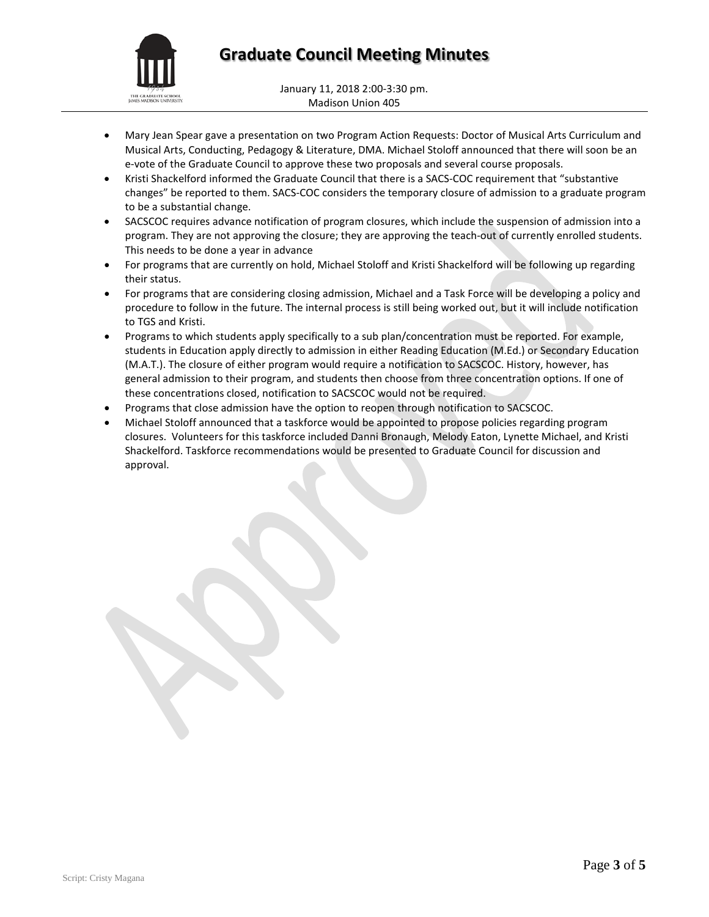- Mary Jean Spear gave a presentation on two Program Action Requests: Doctor of Musical Arts Curriculum and Musical Arts, Conducting, Pedagogy & Literature, DMA. Michael Stoloff announced that there will soon be an e-vote of the Graduate Council to approve these two proposals and several course proposals.
- Kristi Shackelford informed the Graduate Council that there is a SACS-COC requirement that "substantive changes" be reported to them. SACS-COC considers the temporary closure of admission to a graduate program to be a substantial change.
- SACSCOC requires advance notification of program closures, which include the suspension of admission into a program. They are not approving the closure; they are approving the teach-out of currently enrolled students. This needs to be done a year in advance
- For programs that are currently on hold, Michael Stoloff and Kristi Shackelford will be following up regarding their status.
- For programs that are considering closing admission, Michael and a Task Force will be developing a policy and procedure to follow in the future. The internal process is still being worked out, but it will include notification to TGS and Kristi.
- Programs to which students apply specifically to a sub plan/concentration must be reported. For example, students in Education apply directly to admission in either Reading Education (M.Ed.) or Secondary Education (M.A.T.). The closure of either program would require a notification to SACSCOC. History, however, has general admission to their program, and students then choose from three concentration options. If one of these concentrations closed, notification to SACSCOC would not be required.
- Programs that close admission have the option to reopen through notification to SACSCOC.
- Michael Stoloff announced that a taskforce would be appointed to propose policies regarding program closures. Volunteers for this taskforce included Danni Bronaugh, Melody Eaton, Lynette Michael, and Kristi Shackelford. Taskforce recommendations would be presented to Graduate Council for discussion and approval.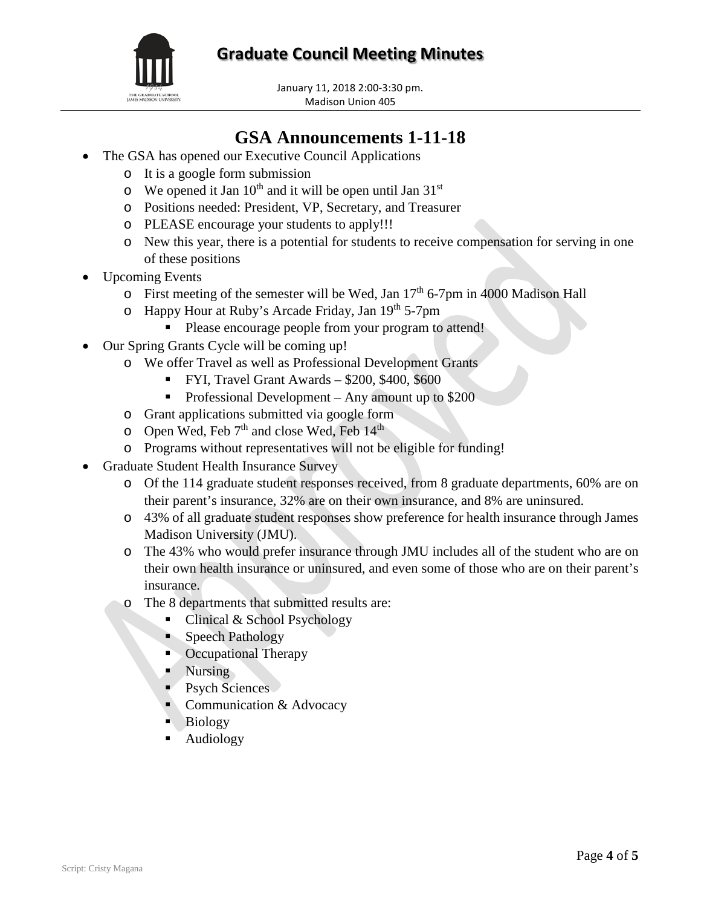## GSA Announcements 1-11-18

- The GSA has opened our Executive Council Applications
  - It is a google form submission
  - We opened it Jan 10th and it will be open until Jan 31st
  - Positions needed: President, VP, Secretary, and Treasurer
  - PLEASE encourage your students to apply!!!
  - New this year, there is a potential for students to receive compensation for serving in one of these positions
- Upcoming Events
  - First meeting of the semester will be Wed, Jan 17th 6-7pm in 4000 Madison Hall
  - Happy Hour at Ruby's Arcade Friday, Jan 19th 5-7pm
    - Please encourage people from your program to attend!
- Our Spring Grants Cycle will be coming up!
  - We offer Travel as well as Professional Development Grants
    - FYI, Travel Grant Awards – $200, $400, $600
    - Professional Development – Any amount up to $200
  - Grant applications submitted via google form
  - Open Wed, Feb 7th and close Wed, Feb 14th
  - Programs without representatives will not be eligible for funding!
- Graduate Student Health Insurance Survey
  - Of the 114 graduate student responses received, from 8 graduate departments, 60% are on their parent's insurance, 32% are on their own insurance, and 8% are uninsured.
  - 43% of all graduate student responses show preference for health insurance through James Madison University (JMU).
  - The 43% who would prefer insurance through JMU includes all of the student who are on their own health insurance or uninsured, and even some of those who are on their parent's insurance.
  - The 8 departments that submitted results are:
    - Clinical & School Psychology
    - Speech Pathology
    - Occupational Therapy
    - Nursing
    - Psych Sciences
    - Communication & Advocacy
    - Biology
    - Audiology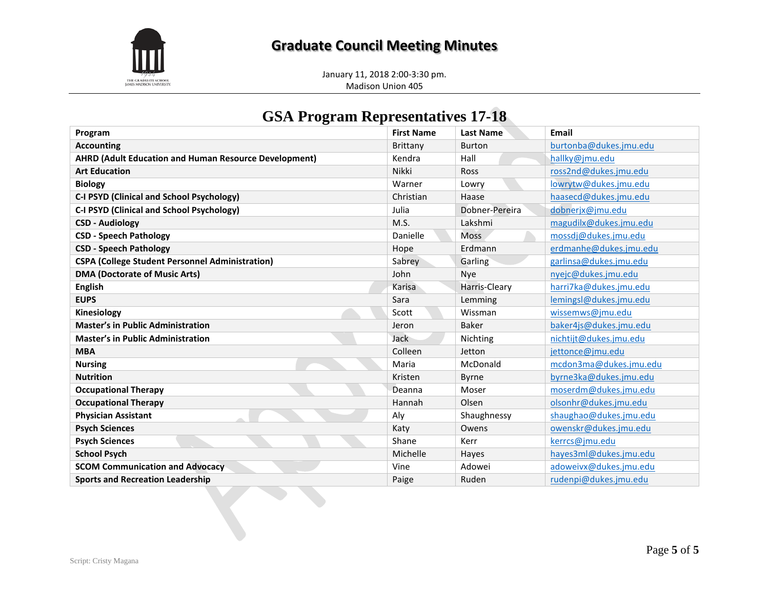# Graduate Council Meeting Minutes

January 11, 2018 2:00-3:30 pm.
Madison Union 405

## GSA Program Representatives 17-18

| Program | First Name | Last Name | Email |
|---|---|---|---|
| **Accounting** | Brittany | Burton | burtonba@dukes.jmu.edu |
| **AHRD (Adult Education and Human Resource Development)** | Kendra | Hall | hallky@jmu.edu |
| **Art Education** | Nikki | Ross | ross2nd@dukes.jmu.edu |
| **Biology** | Warner | Lowry | lowrytw@dukes.jmu.edu |
| **C-I PSYD (Clinical and School Psychology)** | Christian | Haase | haasecd@dukes.jmu.edu |
| **C-I PSYD (Clinical and School Psychology)** | Julia | Dobner-Pereira | dobnerjx@jmu.edu |
| **CSD - Audiology** | M.S. | Lakshmi | magudilx@dukes.jmu.edu |
| **CSD - Speech Pathology** | Danielle | Moss | mossdj@dukes.jmu.edu |
| **CSD - Speech Pathology** | Hope | Erdmann | erdmanhe@dukes.jmu.edu |
| **CSPA (College Student Personnel Administration)** | Sabrey | Garling | garlinsa@dukes.jmu.edu |
| **DMA (Doctorate of Music Arts)** | John | Nye | nyejc@dukes.jmu.edu |
| **English** | Karisa | Harris-Cleary | harri7ka@dukes.jmu.edu |
| **EUPS** | Sara | Lemming | lemingsl@dukes.jmu.edu |
| **Kinesiology** | Scott | Wissman | wissemws@jmu.edu |
| **Master's in Public Administration** | Jeron | Baker | baker4js@dukes.jmu.edu |
| **Master's in Public Administration** | Jack | Nichting | nichtijt@dukes.jmu.edu |
| **MBA** | Colleen | Jetton | jettonce@jmu.edu |
| **Nursing** | Maria | McDonald | mcdon3ma@dukes.jmu.edu |
| **Nutrition** | Kristen | Byrne | byrne3ka@dukes.jmu.edu |
| **Occupational Therapy** | Deanna | Moser | moserdm@dukes.jmu.edu |
| **Occupational Therapy** | Hannah | Olsen | olsonhr@dukes.jmu.edu |
| **Physician Assistant** | Aly | Shaughnessy | shaughao@dukes.jmu.edu |
| **Psych Sciences** | Katy | Owens | owenskr@dukes.jmu.edu |
| **Psych Sciences** | Shane | Kerr | kerrcs@jmu.edu |
| **School Psych** | Michelle | Hayes | hayes3ml@dukes.jmu.edu |
| **SCOM Communication and Advocacy** | Vine | Adowei | adoweivx@dukes.jmu.edu |
| **Sports and Recreation Leadership** | Paige | Ruden | rudenpi@dukes.jmu.edu |

Script: Cristy Magana